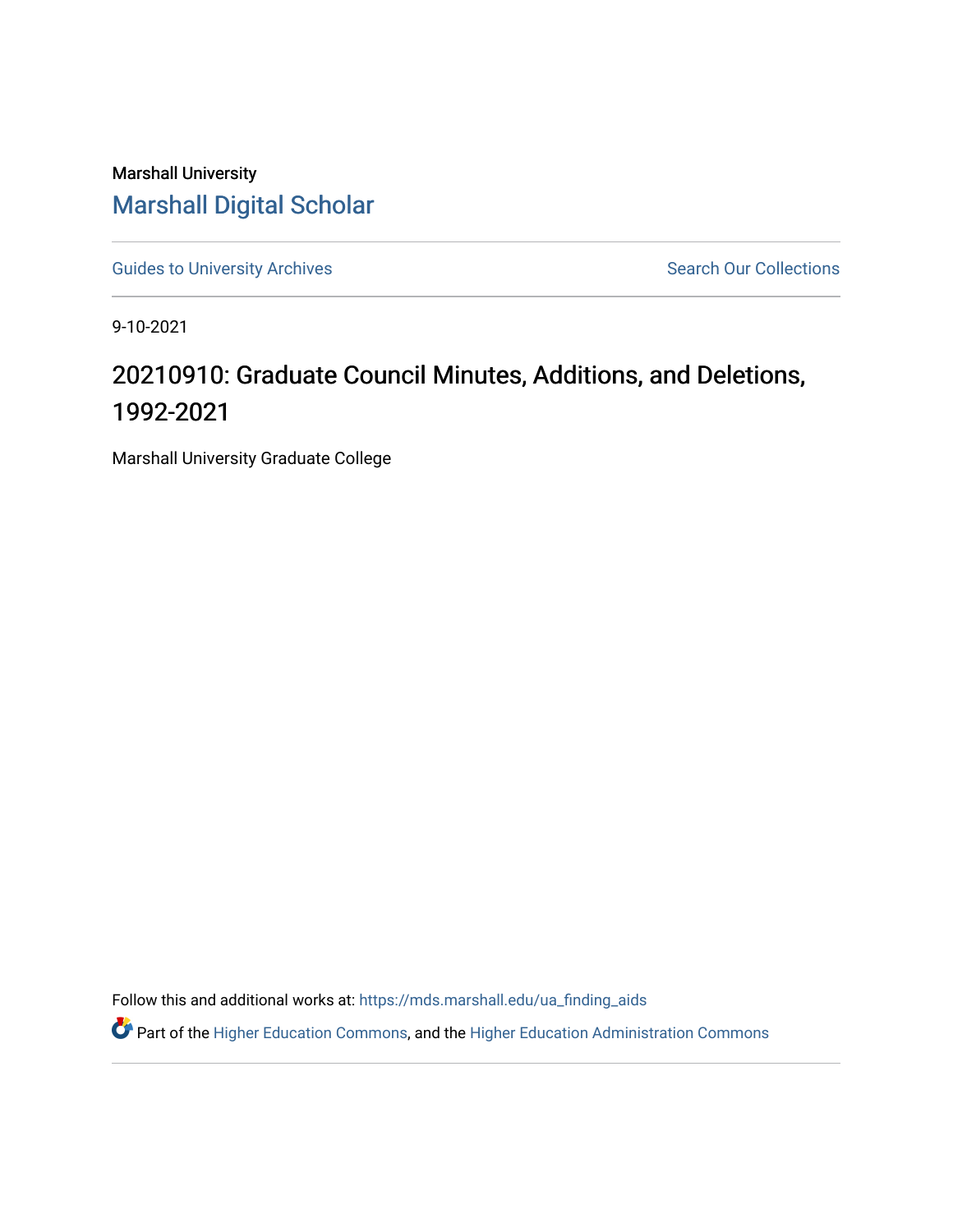Marshall University

Marshall Digital Scholar

Guides to University Archives

Search Our Collections

9-10-2021

# 20210910: Graduate Council Minutes, Additions, and Deletions, 1992-2021

Marshall University Graduate College

Follow this and additional works at: https://mds.marshall.edu/ua_finding_aids

Part of the Higher Education Commons, and the Higher Education Administration Commons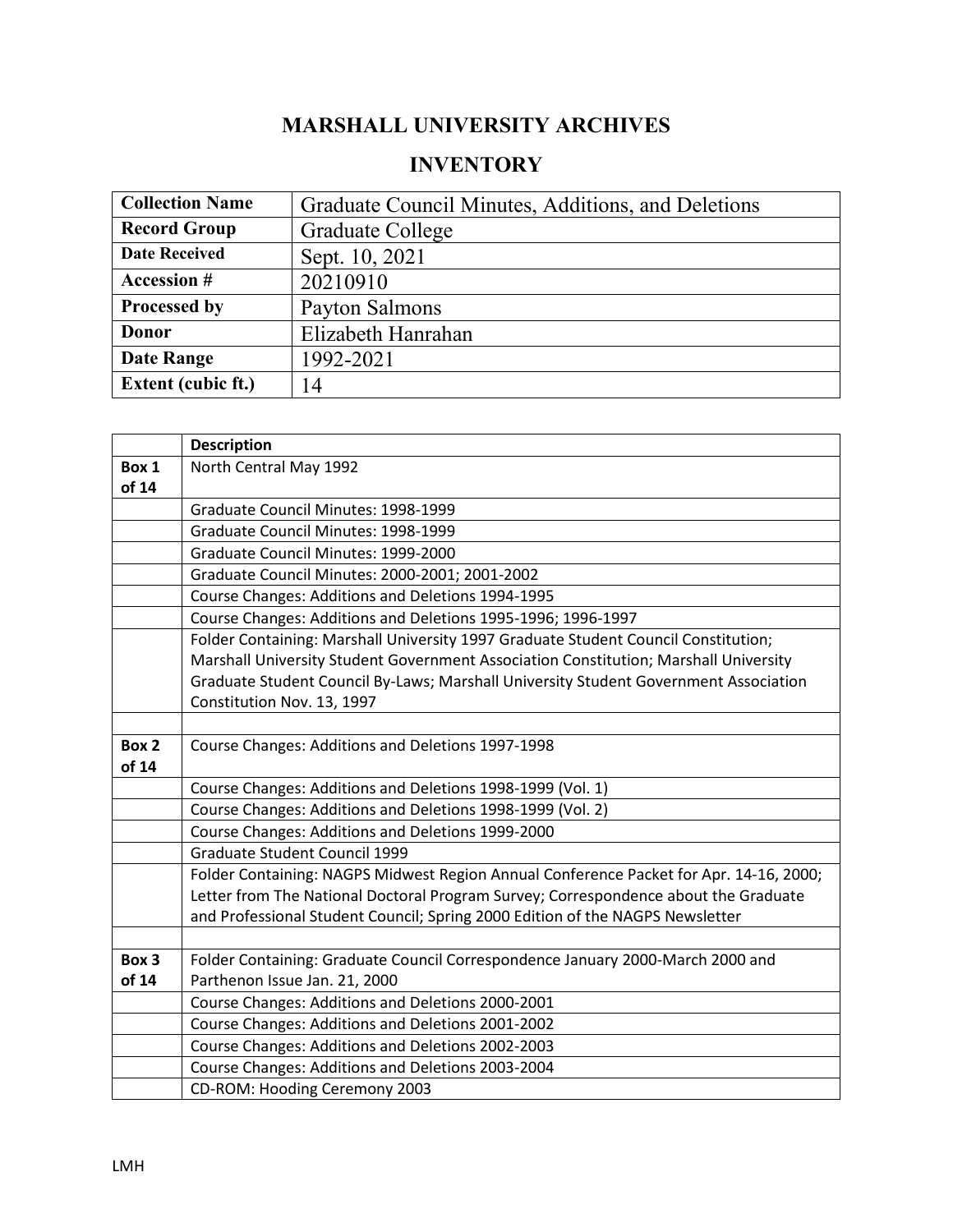# MARSHALL UNIVERSITY ARCHIVES

## INVENTORY

| Collection Name | Graduate Council Minutes, Additions, and Deletions |
|---|---|
| Record Group | Graduate College |
| Date Received | Sept. 10, 2021 |
| Accession # | 20210910 |
| Processed by | Payton Salmons |
| Donor | Elizabeth Hanrahan |
| Date Range | 1992-2021 |
| Extent (cubic ft.) | 14 |

| | Description |
|---|---|
| **Box 1 of 14** | North Central May 1992 |
| | Graduate Council Minutes: 1998-1999 |
| | Graduate Council Minutes: 1998-1999 |
| | Graduate Council Minutes: 1999-2000 |
| | Graduate Council Minutes: 2000-2001; 2001-2002 |
| | Course Changes: Additions and Deletions 1994-1995 |
| | Course Changes: Additions and Deletions 1995-1996; 1996-1997 |
| | Folder Containing: Marshall University 1997 Graduate Student Council Constitution; Marshall University Student Government Association Constitution; Marshall University Graduate Student Council By-Laws; Marshall University Student Government Association Constitution Nov. 13, 1997 |
| | |
| **Box 2 of 14** | Course Changes: Additions and Deletions 1997-1998 |
| | Course Changes: Additions and Deletions 1998-1999 (Vol. 1) |
| | Course Changes: Additions and Deletions 1998-1999 (Vol. 2) |
| | Course Changes: Additions and Deletions 1999-2000 |
| | Graduate Student Council 1999 |
| | Folder Containing: NAGPS Midwest Region Annual Conference Packet for Apr. 14-16, 2000; Letter from The National Doctoral Program Survey; Correspondence about the Graduate and Professional Student Council; Spring 2000 Edition of the NAGPS Newsletter |
| | |
| **Box 3 of 14** | Folder Containing: Graduate Council Correspondence January 2000-March 2000 and Parthenon Issue Jan. 21, 2000 |
| | Course Changes: Additions and Deletions 2000-2001 |
| | Course Changes: Additions and Deletions 2001-2002 |
| | Course Changes: Additions and Deletions 2002-2003 |
| | Course Changes: Additions and Deletions 2003-2004 |
| | CD-ROM: Hooding Ceremony 2003 |

LMH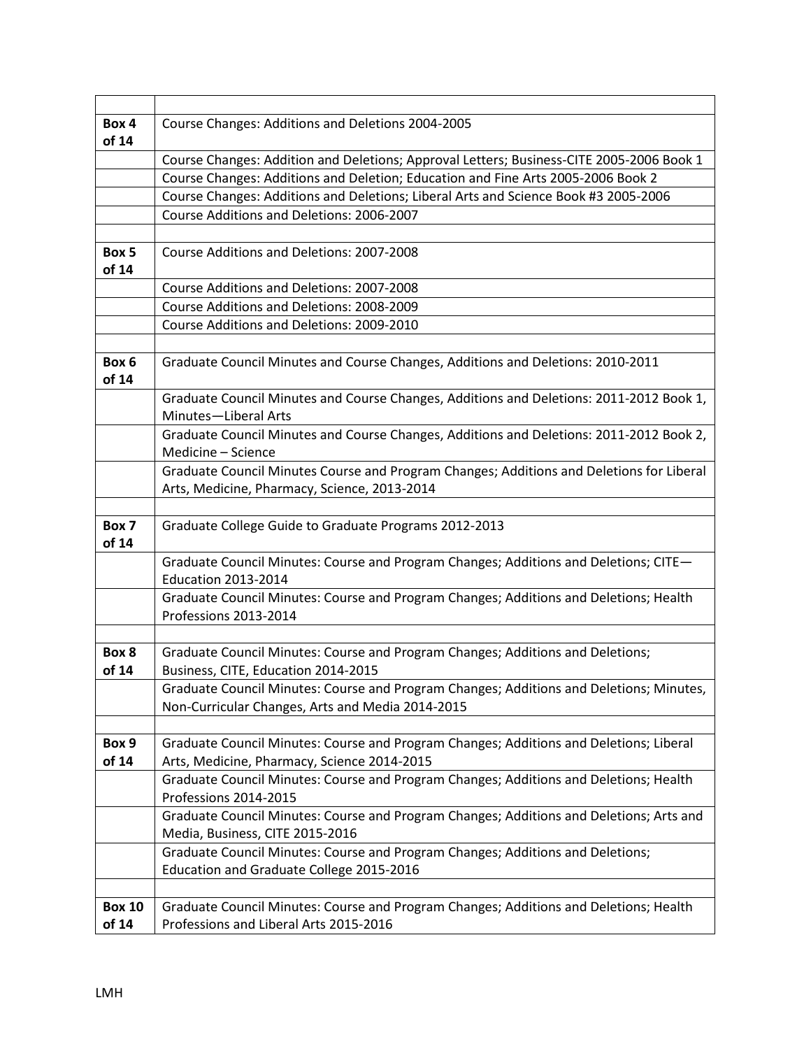| | |
|---|---|
| **Box 4 of 14** | Course Changes: Additions and Deletions 2004-2005 |
| | Course Changes: Addition and Deletions; Approval Letters; Business-CITE 2005-2006 Book 1 |
| | Course Changes: Additions and Deletion; Education and Fine Arts 2005-2006 Book 2 |
| | Course Changes: Additions and Deletions; Liberal Arts and Science Book #3 2005-2006 |
| | Course Additions and Deletions: 2006-2007 |
| | |
| **Box 5 of 14** | Course Additions and Deletions: 2007-2008 |
| | Course Additions and Deletions: 2007-2008 |
| | Course Additions and Deletions: 2008-2009 |
| | Course Additions and Deletions: 2009-2010 |
| | |
| **Box 6 of 14** | Graduate Council Minutes and Course Changes, Additions and Deletions: 2010-2011 |
| | Graduate Council Minutes and Course Changes, Additions and Deletions: 2011-2012 Book 1, Minutes—Liberal Arts |
| | Graduate Council Minutes and Course Changes, Additions and Deletions: 2011-2012 Book 2, Medicine – Science |
| | Graduate Council Minutes Course and Program Changes; Additions and Deletions for Liberal Arts, Medicine, Pharmacy, Science, 2013-2014 |
| | |
| **Box 7 of 14** | Graduate College Guide to Graduate Programs 2012-2013 |
| | Graduate Council Minutes: Course and Program Changes; Additions and Deletions; CITE—Education 2013-2014 |
| | Graduate Council Minutes: Course and Program Changes; Additions and Deletions; Health Professions 2013-2014 |
| | |
| **Box 8 of 14** | Graduate Council Minutes: Course and Program Changes; Additions and Deletions; Business, CITE, Education 2014-2015 |
| | Graduate Council Minutes: Course and Program Changes; Additions and Deletions; Minutes, Non-Curricular Changes, Arts and Media 2014-2015 |
| | |
| **Box 9 of 14** | Graduate Council Minutes: Course and Program Changes; Additions and Deletions; Liberal Arts, Medicine, Pharmacy, Science 2014-2015 |
| | Graduate Council Minutes: Course and Program Changes; Additions and Deletions; Health Professions 2014-2015 |
| | Graduate Council Minutes: Course and Program Changes; Additions and Deletions; Arts and Media, Business, CITE 2015-2016 |
| | Graduate Council Minutes: Course and Program Changes; Additions and Deletions; Education and Graduate College 2015-2016 |
| | |
| **Box 10 of 14** | Graduate Council Minutes: Course and Program Changes; Additions and Deletions; Health Professions and Liberal Arts 2015-2016 |

LMH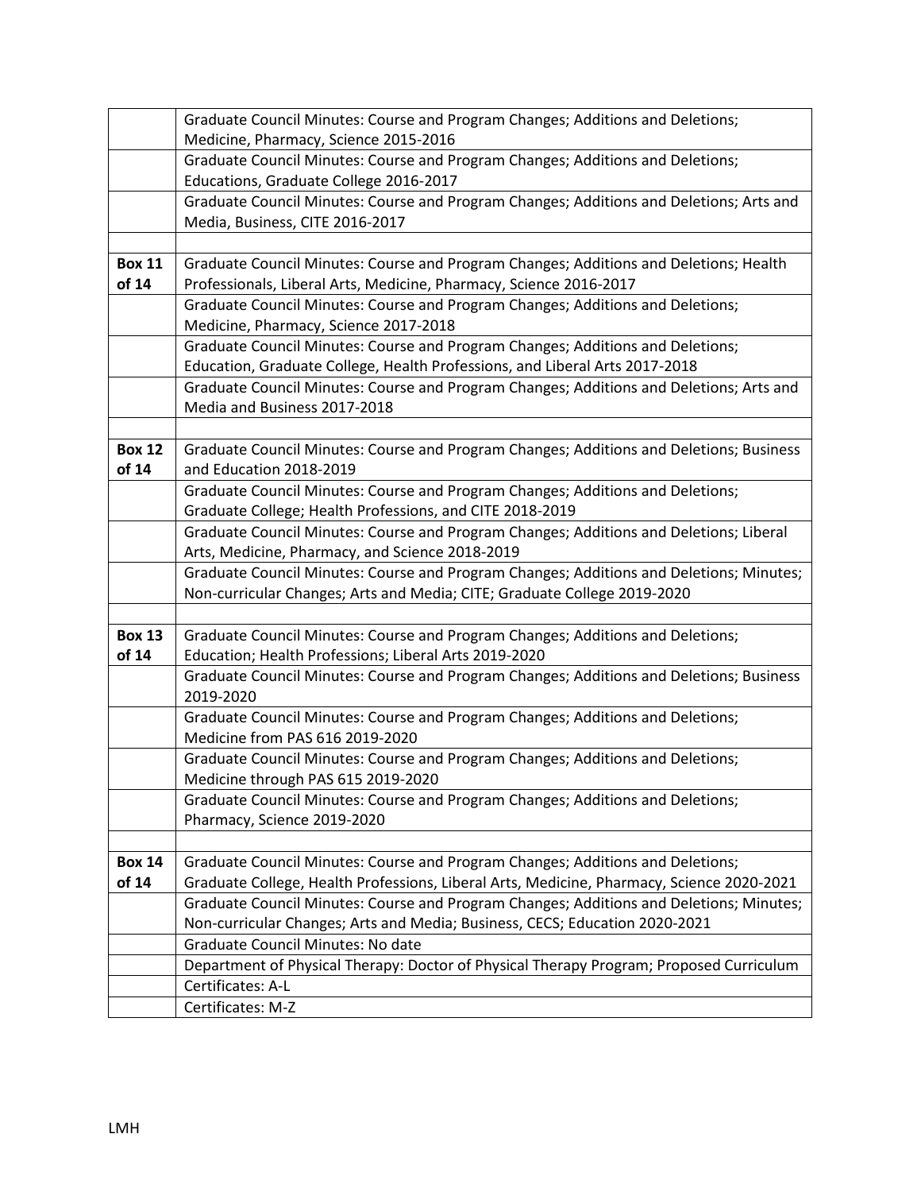| | |
|---|---|
| | Graduate Council Minutes: Course and Program Changes; Additions and Deletions; Medicine, Pharmacy, Science 2015-2016 |
| | Graduate Council Minutes: Course and Program Changes; Additions and Deletions; Educations, Graduate College 2016-2017 |
| | Graduate Council Minutes: Course and Program Changes; Additions and Deletions; Arts and Media, Business, CITE 2016-2017 |
| | |
| **Box 11 of 14** | Graduate Council Minutes: Course and Program Changes; Additions and Deletions; Health Professionals, Liberal Arts, Medicine, Pharmacy, Science 2016-2017 |
| | Graduate Council Minutes: Course and Program Changes; Additions and Deletions; Medicine, Pharmacy, Science 2017-2018 |
| | Graduate Council Minutes: Course and Program Changes; Additions and Deletions; Education, Graduate College, Health Professions, and Liberal Arts 2017-2018 |
| | Graduate Council Minutes: Course and Program Changes; Additions and Deletions; Arts and Media and Business 2017-2018 |
| | |
| **Box 12 of 14** | Graduate Council Minutes: Course and Program Changes; Additions and Deletions; Business and Education 2018-2019 |
| | Graduate Council Minutes: Course and Program Changes; Additions and Deletions; Graduate College; Health Professions, and CITE 2018-2019 |
| | Graduate Council Minutes: Course and Program Changes; Additions and Deletions; Liberal Arts, Medicine, Pharmacy, and Science 2018-2019 |
| | Graduate Council Minutes: Course and Program Changes; Additions and Deletions; Minutes; Non-curricular Changes; Arts and Media; CITE; Graduate College 2019-2020 |
| | |
| **Box 13 of 14** | Graduate Council Minutes: Course and Program Changes; Additions and Deletions; Education; Health Professions; Liberal Arts 2019-2020 |
| | Graduate Council Minutes: Course and Program Changes; Additions and Deletions; Business 2019-2020 |
| | Graduate Council Minutes: Course and Program Changes; Additions and Deletions; Medicine from PAS 616 2019-2020 |
| | Graduate Council Minutes: Course and Program Changes; Additions and Deletions; Medicine through PAS 615 2019-2020 |
| | Graduate Council Minutes: Course and Program Changes; Additions and Deletions; Pharmacy, Science 2019-2020 |
| | |
| **Box 14 of 14** | Graduate Council Minutes: Course and Program Changes; Additions and Deletions; Graduate College, Health Professions, Liberal Arts, Medicine, Pharmacy, Science 2020-2021 |
| | Graduate Council Minutes: Course and Program Changes; Additions and Deletions; Minutes; Non-curricular Changes; Arts and Media; Business, CECS; Education 2020-2021 |
| | Graduate Council Minutes: No date |
| | Department of Physical Therapy: Doctor of Physical Therapy Program; Proposed Curriculum |
| | Certificates: A-L |
| | Certificates: M-Z |

LMH